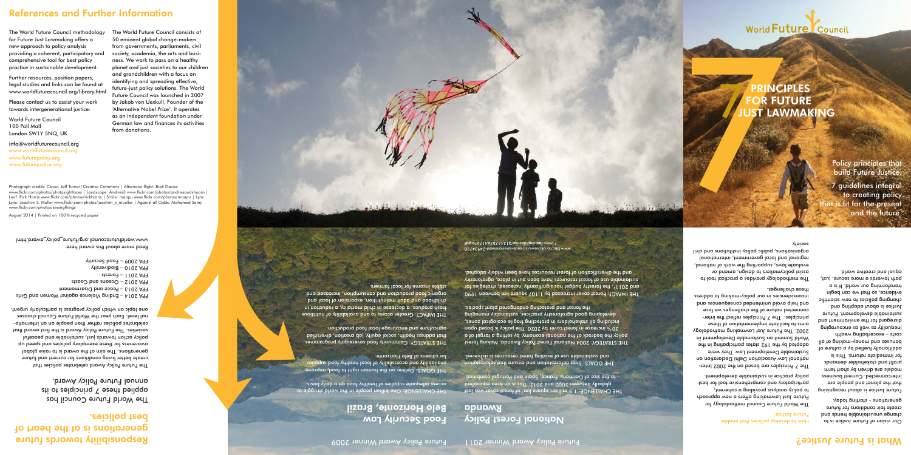World Future Council

# 7 Principles for Future Just Lawmaking

Policy principles that build Future Justice:

7 guidelines integral to creating policy that is fit for the present and the future.

## What is Future Justice?

Our vision of Future Justice is to change unsustainable trends and create fair conditions for future generations – starting today. Future Justice is about recognizing that the planet and people are interconnected. Current business models are driven by short term profit and stakeholder demands for immediate returns. This is additionally fuelled by a culture of bonuses and money-making at all costs – exacerbating wealth inequality as well as encouraging disregard for the environment and sustainable development. Future Justice is about adopting and changing policies to new scientific evidence, so that we can begin transforming our world. It is a path towards a more secure, just, equal and creative world.

### How to develop policies that enable Future Justice:

The World Future Council methodology for Future Just Lawmaking offers a new approach to policy analysis providing a coherent, participatory and comprehensive tool for best policy practice in sustainable development.

The 7 Principles are based on the 2002 International Law Association Delhi Declaration on Sustainable Development Law. They were adopted by the 192 states participating in the World Summit on Sustainable Development in 2002. The Future Just Lawmaking methodology aims to facilitate implementation of these principles. The 7 Principles reflect the inter-connected nature of the challenges we face and help avoid unintended consequences and inconsistencies in our policy-making to address these challenges.

The methodology provides a practical tool to assist policymakers to design, amend or evaluate laws, supporting the work of national, regional and local government, international organisations, public policy institutions and civil society.

Future Policy Award Winner 2011

## National Forest Policy Rwanda

THE CHALLENGE: 1.5 million square km[1] of forest cover was lost globally between 2000 and 2012. This is an area equivalent to the size of Germany, France, Spain and Portugal combined.

THE GOALS: Stop deforestation and ensure that reforestation and sustainable use of existing forest resources is achieved.

THE STRATEGY: 2004 National Forest Policy Rwanda. Making forest policy the bedrock of the national economy, by setting a target of a 30% increase in forest cover by 2020. The policy is based upon including all stakeholders in protecting fragile ecological zones, developing good agroforestry practices, sustainably managing the forests and protecting endangered plant species.

THE IMPACT: Forest cover increased by 1,107 square km between 1990 and 2011[2], the forestry budget has significantly increased, strategies for sustainable use of forest resources have been put in place, agroforestry and the diversification of forest resources have been widely adopted.

[1] www.bbc.co.uk/news/science-environment-24934790
[2] www.fao.org/docrep/013/i1757e/i1757e.pdf

Future Policy Award Winner 2009

## Food Security Law Belo Horizonte, Brazil

THE CHALLENGE: One billion people in the world struggle to access adequate supplies of healthy food on a daily basis.

THE GOALS: Deliver on the human right to food, improve availability and accessibility of local healthy food supplies for citizens of Belo Horizonte.

THE STRATEGY: Community food sovereignty programmes that address health, social equity, job creation, diversified agriculture and encourage local food production.

THE IMPACT: Greater access to and availability of nutritious fresh produce, a decrease in child mortality, a reduction in childhood and adult malnutrition, expansion of local and organic food production and consumption, increased and stable income for local farmers.

## Responsibility towards future generations is at the heart of best policies.

The World Future Council has applied these 7 principles to its annual Future Policy Award.

The Future Policy Award celebrates policies that create better living conditions for current and future generations. The aim of the award is to raise global awareness for these exemplary policies and speed up policy action towards just, sustainable and peaceful societies. The Future Policy Award is the first award that celebrates policies rather than people on an international level. Each year the World Future Council chooses one topic on which policy progress is particularly urgent.

FPA 2014 – Ending Violence against Women and Girls
FPA 2013 – Peace and Disarmament
FPA 2012 – Oceans and Coasts
FPA 2011 – Forests
FPA 2010 – Biodiversity
FPA 2009 – Food Security

Read more about this award here:
www.worldfuturecouncil.org/future_policy_award.html

## References and Further Information

The World Future Council methodology for Future Just Lawmaking offers a new approach to policy analysis providing a coherent, participatory and comprehensive tool for best policy practice in sustainable development.

Further resources, position papers, legal studies and links can be found at www.worldfuturecouncil.org/library.html

Please contact us to assist your work towards intergenerational justice:

World Future Council
100 Pall Mall
London SW1Y 5NQ, UK

info@worldfuturecouncil.org
www.worldfuturecouncil.org
www.futurepolicy.org
www.futurejustice.org

The World Future Council consists of 50 eminent global change-makers from governments, parliaments, civil society, academia, the arts and business. We work to pass on a healthy planet and just societies to our children and grandchildren with a focus on identifying and spreading effective, future-just policy solutions. The World Future Council was launched in 2007 by Jakob von Uexkull, Founder of the 'Alternative Nobel Prize'. It operates as an independent foundation under German law and finances its activities from donations.

Photograph credits: Cover: Jeff Turner / Creative Commons | Afternoon flight: Brett Davies www.flickr.com/photos/photosightfaces | Landscape: Andries3 www.flickr.com/photos/andriesoudshoorn | Leaf: Rick Harris www.flickr.com/photos/rickharris | Smile: maopu www.flickr.com/photos/maopu | Lynx Lynx: Joachim S. Müller www.flickr.com/photos/joachim_s_mueller | Against all Odds: Mohamed Somji www.flickr.com/photos/seeingthings

August 2014 | Printed on 100 % recycled paper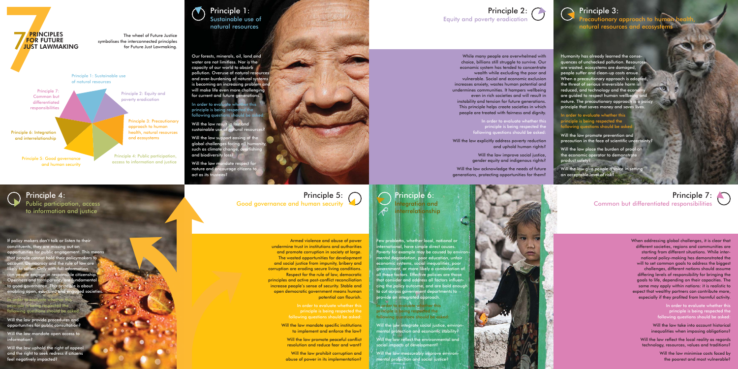# 7 PRINCIPLES FOR FUTURE JUST LAWMAKING

The wheel of Future Justice symbolises the interconnected principles for Future Just Lawmaking.

Principle 1: Sustainable use of natural resources

Principle 2: Equity and poverty eradication

Principle 3: Precautionary approach to human health, natural resources and ecosystems

Principle 4: Public participation, access to information and justice

Principle 5: Good governance and human security

Principle 6: Integration and interrelationship

Principle 7: Common but differentiated responsibilities

## Principle 1: Sustainable use of natural resources

Our forests, minerals, oil, land and water are not limitless. Nor is the capacity of our world to absorb pollution. Overuse of natural resources and over-burdening of natural systems is becoming an increasing problem and will make life even more challenging for current and future generations.

In order to evaluate whether this principle is being respected the following questions should be asked:

Will the law result in fair and sustainable use of natural resources?

Will the law support easing of the global challenges facing all humanity, such as climate change, overfishing and biodiversity loss?

Will the law mandate respect for nature and encourage citizens to act as its trustees?

## Principle 2: Equity and poverty eradication

While many people are overwhelmed with choice, billions still struggle to survive. Our economic system has tended to concentrate wealth while excluding the poor and vulnerable. Social and economic exclusion increases anxiety, wastes human potential and undermines communities. It hampers wellbeing even in rich societies and will result in instability and tension for future generations. This principle helps create societies in which people are treated with fairness and dignity.

In order to evaluate whether this principle is being respected the following questions should be asked:

Will the law explicitly address poverty reduction and uphold human rights?

Will the law improve social justice, gender equity and indigenous rights?

Will the law acknowledge the needs of future generations, protecting opportunities for them?

## Principle 3: Precautionary approach to human health, natural resources and ecosystems

Humanity has already learned the consequences of unchecked pollution. Resources are wasted, ecosystems are damaged, people suffer and clean-up costs ensue. When a precautionary approach is adopted, the threat of serious irreversible harm is reduced, and technology and the economy are guided to respect human wellbeing and nature. The precautionary approach is a policy principle that saves money and saves lives.

In order to evaluate whether this principle is being respected the following questions should be asked:

Will the law promote prevention and precaution in the face of scientific uncertainty?

Will the law place the burden of proof on the economic operator to demonstrate product safety?

Will the law give people a voice in setting an acceptable level of risk?

## Principle 4: Public participation, access to information and justice

If policy makers don't talk or listen to their constituents, they are missing out on opportunities for public engagement. This means that people cannot hold their policymakers to account. Democracy and the rule of law are likely to suffer. Only with full information can people engage in responsible citizenship. Openness and transparency are fundamental to good governance. This principle is about enabling open, educated and engaged societies.

In order to evaluate whether this principle is being respected the following questions should be asked:

Will the law provide procedures and opportunities for public consultation?

Will the law mandate open access to information?

Will the law uphold the right of appeal and the right to seek redress if citizens feel negatively impacted?

## Principle 5: Good governance and human security

Armed violence and abuse of power undermine trust in institutions and authorities and promote corruption in society at large. The wasted opportunities for development and social justice from impunity, bribery and corruption are eroding secure living conditions. Respect for the rule of law, democratic principles and active post-conflict reconciliation increase people's sense of security. Stable and open democratic government means human potential can flourish.

In order to evaluate whether this principle is being respected the following questions should be asked:

Will the law mandate specific institutions to implement and enforce the law?

Will the law promote peaceful conflict resolution and reduce fear and want?

Will the law prohibit corruption and abuse of power in its implementation?

## Principle 6: Integration and interrelationship

Few problems, whether local, national or international, have simple direct causes. Poverty for example may be caused by environmental degradation, poor education, unfair economic systems, social inequalities, poor government, or more likely a combination of all these factors. Effective policies are those that consider and address all factors influencing the policy outcome, and are bold enough to cut across government departments to provide an integrated approach.

In order to evaluate whether this principle is being respected the following questions should be asked:

Will the law integrate social justice, environmental protection and economic stability?

Will the law reflect the environmental and social impacts of development?

Will the law measurably improve environmental protection and social justice?

## Principle 7: Common but differentiated responsibilities

When addressing global challenges, it is clear that different societies, regions and communities are starting from different situations. While international policy-making has demonstrated the will to set common goals to address the biggest challenges, different nations should assume differing levels of responsibility for bringing the goals to life, depending on their capacities. The same may apply within nations: it is realistic to expect that wealthy partners can contribute more, especially if they profited from harmful activity.

In order to evaluate whether this principle is being respected the following questions should be asked:

Will the law take into account historical inequalities when imposing obligations?

Will the law reflect the local reality as regards technology, resources, values and traditions?

Will the law minimise costs faced by the poorest and most vulnerable?